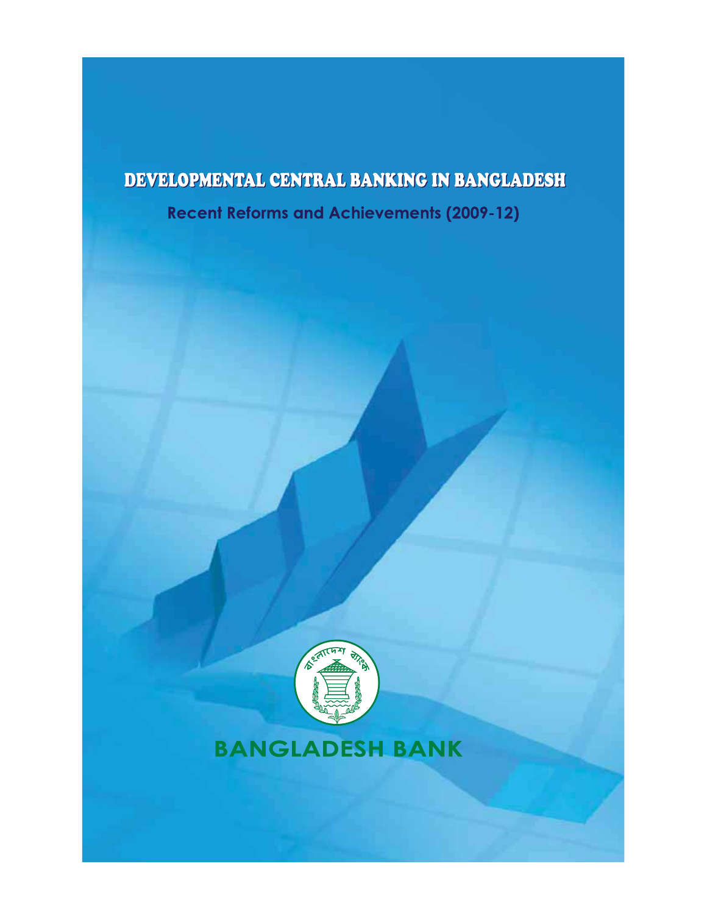# DEVELOPMENTAL CENTRAL BANKING IN BANGLADESH

## Recent Reforms and Achievements (2009-12)

বাংলাদেশ ব্যাংক

**BANGLADESH BANK**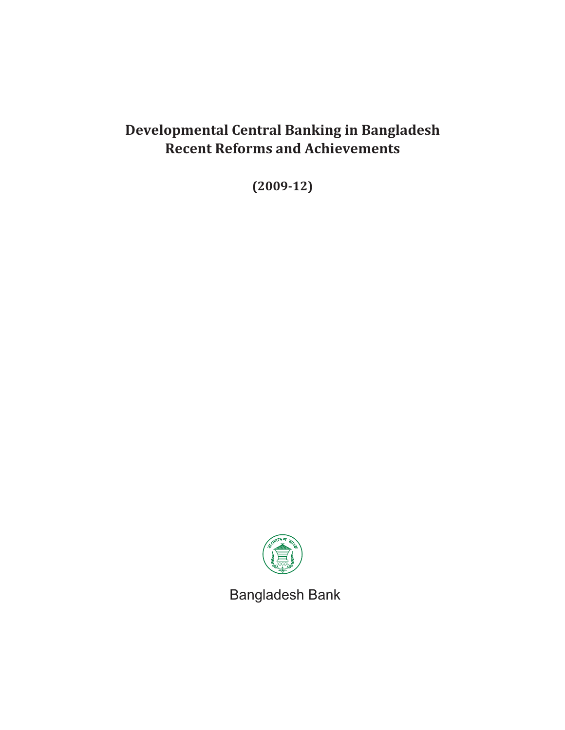# Developmental Central Banking in Bangladesh
# Recent Reforms and Achievements

**(2009-12)**

Bangladesh Bank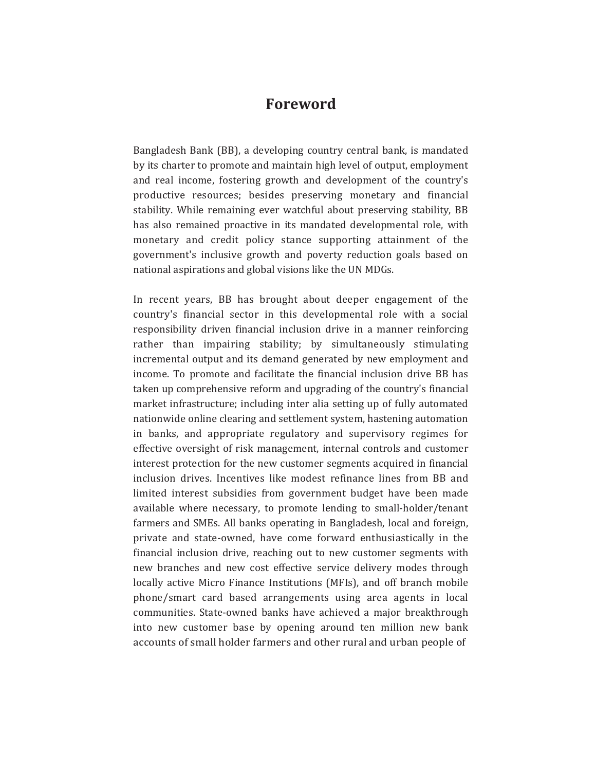# Foreword

Bangladesh Bank (BB), a developing country central bank, is mandated by its charter to promote and maintain high level of output, employment and real income, fostering growth and development of the country's productive resources; besides preserving monetary and financial stability. While remaining ever watchful about preserving stability, BB has also remained proactive in its mandated developmental role, with monetary and credit policy stance supporting attainment of the government's inclusive growth and poverty reduction goals based on national aspirations and global visions like the UN MDGs.

In recent years, BB has brought about deeper engagement of the country's financial sector in this developmental role with a social responsibility driven financial inclusion drive in a manner reinforcing rather than impairing stability; by simultaneously stimulating incremental output and its demand generated by new employment and income. To promote and facilitate the financial inclusion drive BB has taken up comprehensive reform and upgrading of the country's financial market infrastructure; including inter alia setting up of fully automated nationwide online clearing and settlement system, hastening automation in banks, and appropriate regulatory and supervisory regimes for effective oversight of risk management, internal controls and customer interest protection for the new customer segments acquired in financial inclusion drives. Incentives like modest refinance lines from BB and limited interest subsidies from government budget have been made available where necessary, to promote lending to small-holder/tenant farmers and SMEs. All banks operating in Bangladesh, local and foreign, private and state-owned, have come forward enthusiastically in the financial inclusion drive, reaching out to new customer segments with new branches and new cost effective service delivery modes through locally active Micro Finance Institutions (MFIs), and off branch mobile phone/smart card based arrangements using area agents in local communities. State-owned banks have achieved a major breakthrough into new customer base by opening around ten million new bank accounts of small holder farmers and other rural and urban people of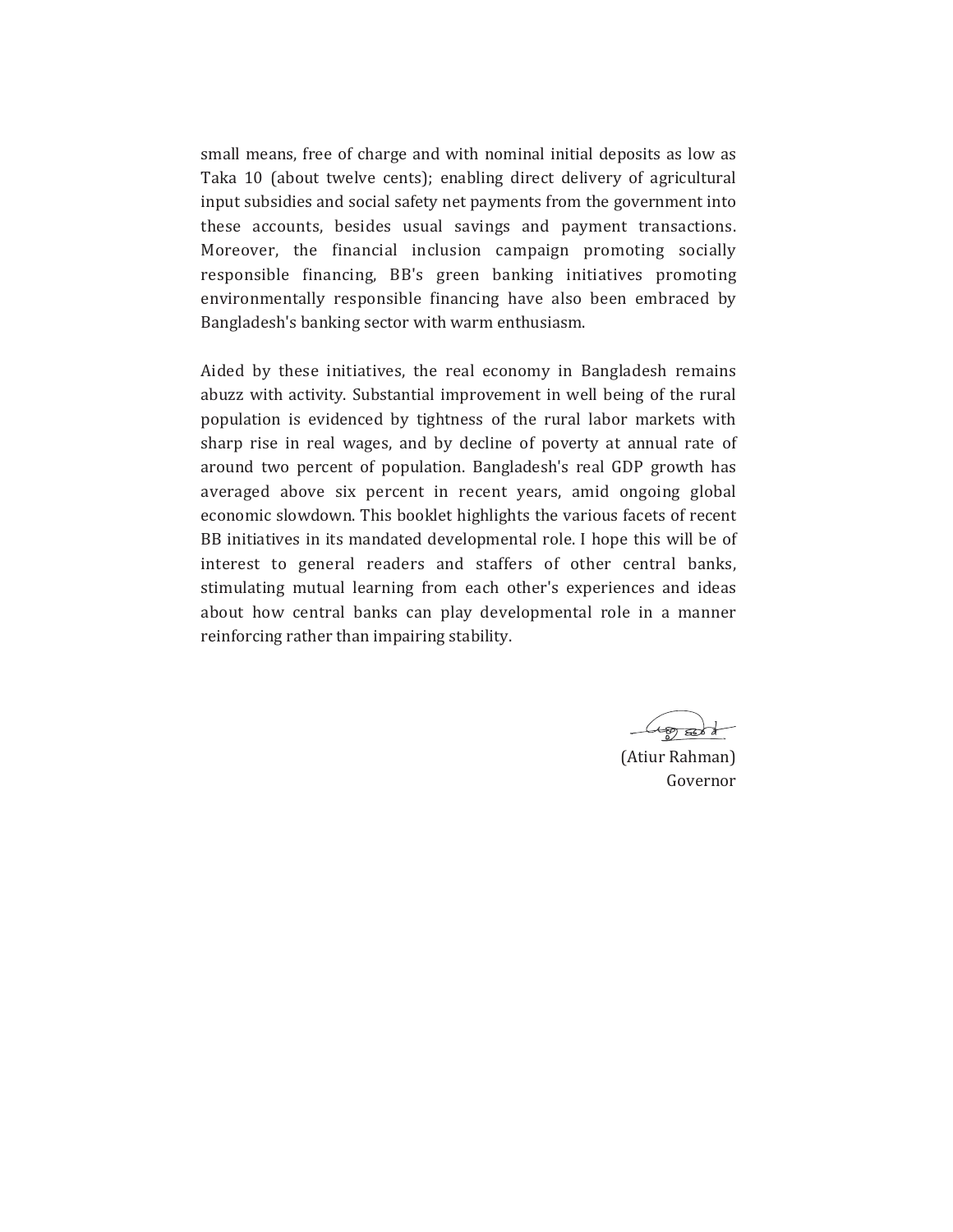small means, free of charge and with nominal initial deposits as low as Taka 10 (about twelve cents); enabling direct delivery of agricultural input subsidies and social safety net payments from the government into these accounts, besides usual savings and payment transactions. Moreover, the financial inclusion campaign promoting socially responsible financing, BB's green banking initiatives promoting environmentally responsible financing have also been embraced by Bangladesh's banking sector with warm enthusiasm.

Aided by these initiatives, the real economy in Bangladesh remains abuzz with activity. Substantial improvement in well being of the rural population is evidenced by tightness of the rural labor markets with sharp rise in real wages, and by decline of poverty at annual rate of around two percent of population. Bangladesh's real GDP growth has averaged above six percent in recent years, amid ongoing global economic slowdown. This booklet highlights the various facets of recent BB initiatives in its mandated developmental role. I hope this will be of interest to general readers and staffers of other central banks, stimulating mutual learning from each other's experiences and ideas about how central banks can play developmental role in a manner reinforcing rather than impairing stability.

(Atiur Rahman)
Governor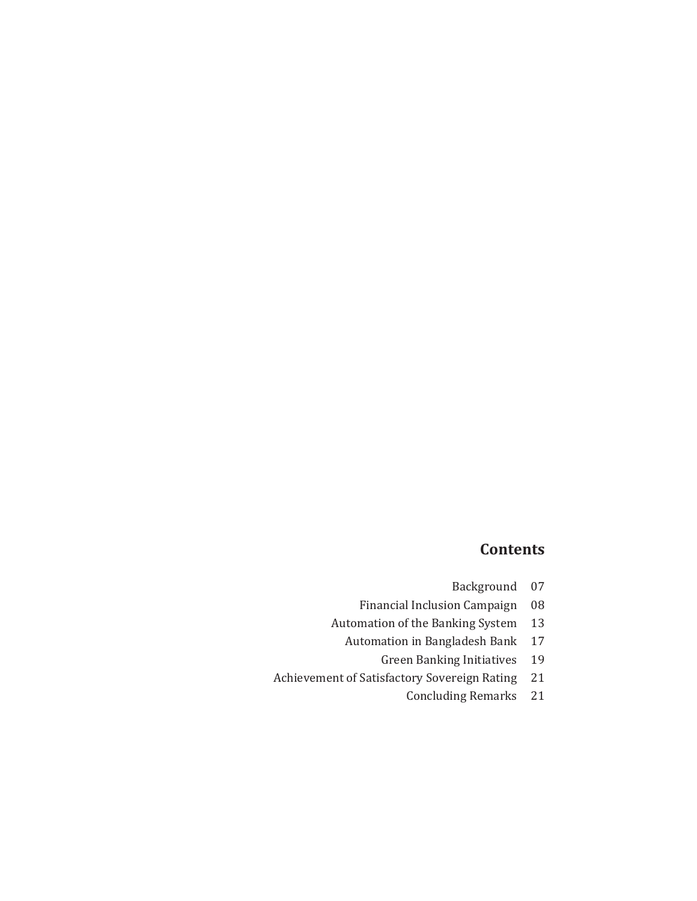## Contents

| | |
|---|---|
| Background | 07 |
| Financial Inclusion Campaign | 08 |
| Automation of the Banking System | 13 |
| Automation in Bangladesh Bank | 17 |
| Green Banking Initiatives | 19 |
| Achievement of Satisfactory Sovereign Rating | 21 |
| Concluding Remarks | 21 |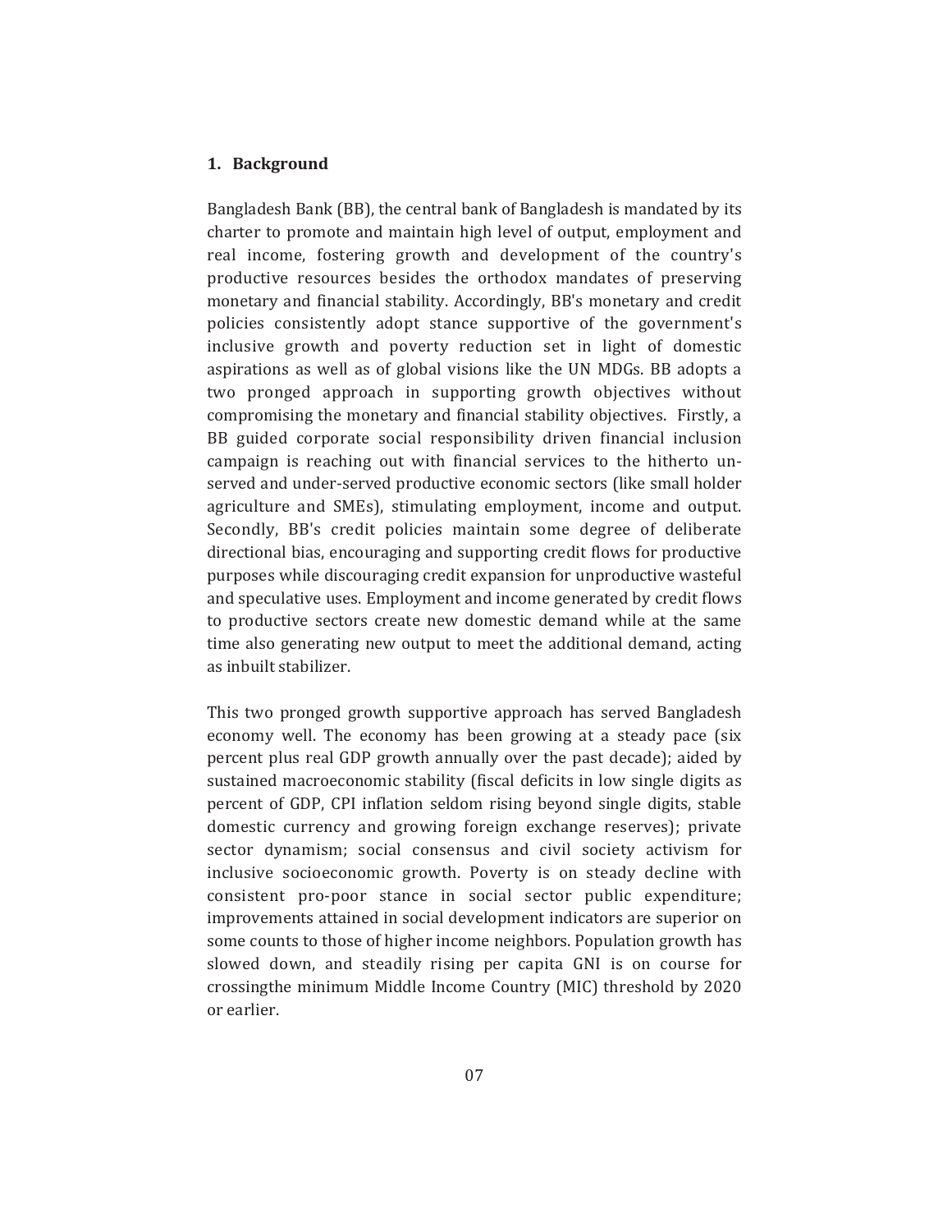## 1. Background

Bangladesh Bank (BB), the central bank of Bangladesh is mandated by its charter to promote and maintain high level of output, employment and real income, fostering growth and development of the country's productive resources besides the orthodox mandates of preserving monetary and financial stability. Accordingly, BB's monetary and credit policies consistently adopt stance supportive of the government's inclusive growth and poverty reduction set in light of domestic aspirations as well as of global visions like the UN MDGs. BB adopts a two pronged approach in supporting growth objectives without compromising the monetary and financial stability objectives. Firstly, a BB guided corporate social responsibility driven financial inclusion campaign is reaching out with financial services to the hitherto un-served and under-served productive economic sectors (like small holder agriculture and SMEs), stimulating employment, income and output. Secondly, BB's credit policies maintain some degree of deliberate directional bias, encouraging and supporting credit flows for productive purposes while discouraging credit expansion for unproductive wasteful and speculative uses. Employment and income generated by credit flows to productive sectors create new domestic demand while at the same time also generating new output to meet the additional demand, acting as inbuilt stabilizer.

This two pronged growth supportive approach has served Bangladesh economy well. The economy has been growing at a steady pace (six percent plus real GDP growth annually over the past decade); aided by sustained macroeconomic stability (fiscal deficits in low single digits as percent of GDP, CPI inflation seldom rising beyond single digits, stable domestic currency and growing foreign exchange reserves); private sector dynamism; social consensus and civil society activism for inclusive socioeconomic growth. Poverty is on steady decline with consistent pro-poor stance in social sector public expenditure; improvements attained in social development indicators are superior on some counts to those of higher income neighbors. Population growth has slowed down, and steadily rising per capita GNI is on course for crossingthe minimum Middle Income Country (MIC) threshold by 2020 or earlier.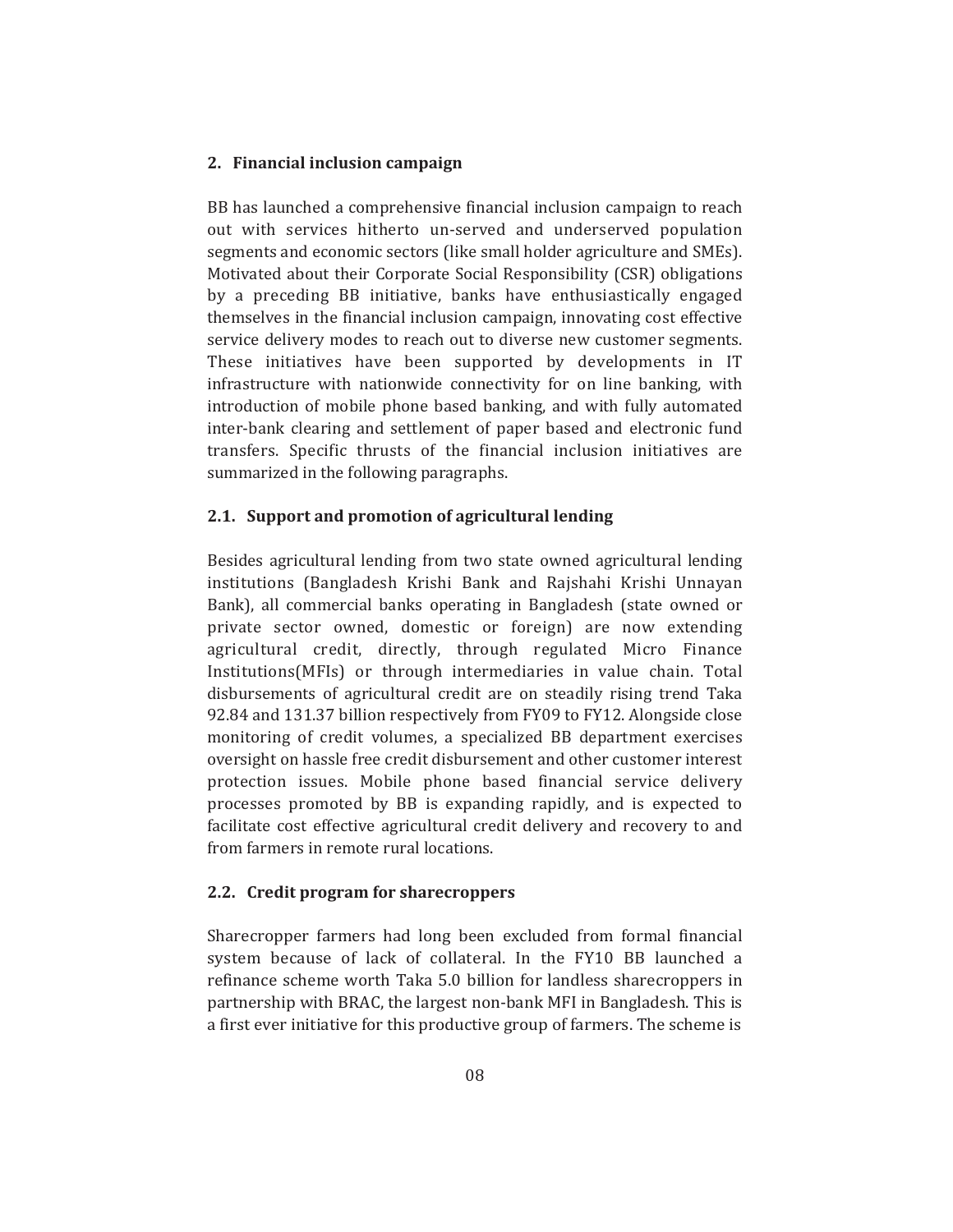## 2. Financial inclusion campaign

BB has launched a comprehensive financial inclusion campaign to reach out with services hitherto un-served and underserved population segments and economic sectors (like small holder agriculture and SMEs). Motivated about their Corporate Social Responsibility (CSR) obligations by a preceding BB initiative, banks have enthusiastically engaged themselves in the financial inclusion campaign, innovating cost effective service delivery modes to reach out to diverse new customer segments. These initiatives have been supported by developments in IT infrastructure with nationwide connectivity for on line banking, with introduction of mobile phone based banking, and with fully automated inter-bank clearing and settlement of paper based and electronic fund transfers. Specific thrusts of the financial inclusion initiatives are summarized in the following paragraphs.

### 2.1. Support and promotion of agricultural lending

Besides agricultural lending from two state owned agricultural lending institutions (Bangladesh Krishi Bank and Rajshahi Krishi Unnayan Bank), all commercial banks operating in Bangladesh (state owned or private sector owned, domestic or foreign) are now extending agricultural credit, directly, through regulated Micro Finance Institutions(MFIs) or through intermediaries in value chain. Total disbursements of agricultural credit are on steadily rising trend Taka 92.84 and 131.37 billion respectively from FY09 to FY12. Alongside close monitoring of credit volumes, a specialized BB department exercises oversight on hassle free credit disbursement and other customer interest protection issues. Mobile phone based financial service delivery processes promoted by BB is expanding rapidly, and is expected to facilitate cost effective agricultural credit delivery and recovery to and from farmers in remote rural locations.

### 2.2. Credit program for sharecroppers

Sharecropper farmers had long been excluded from formal financial system because of lack of collateral. In the FY10 BB launched a refinance scheme worth Taka 5.0 billion for landless sharecroppers in partnership with BRAC, the largest non-bank MFI in Bangladesh. This is a first ever initiative for this productive group of farmers. The scheme is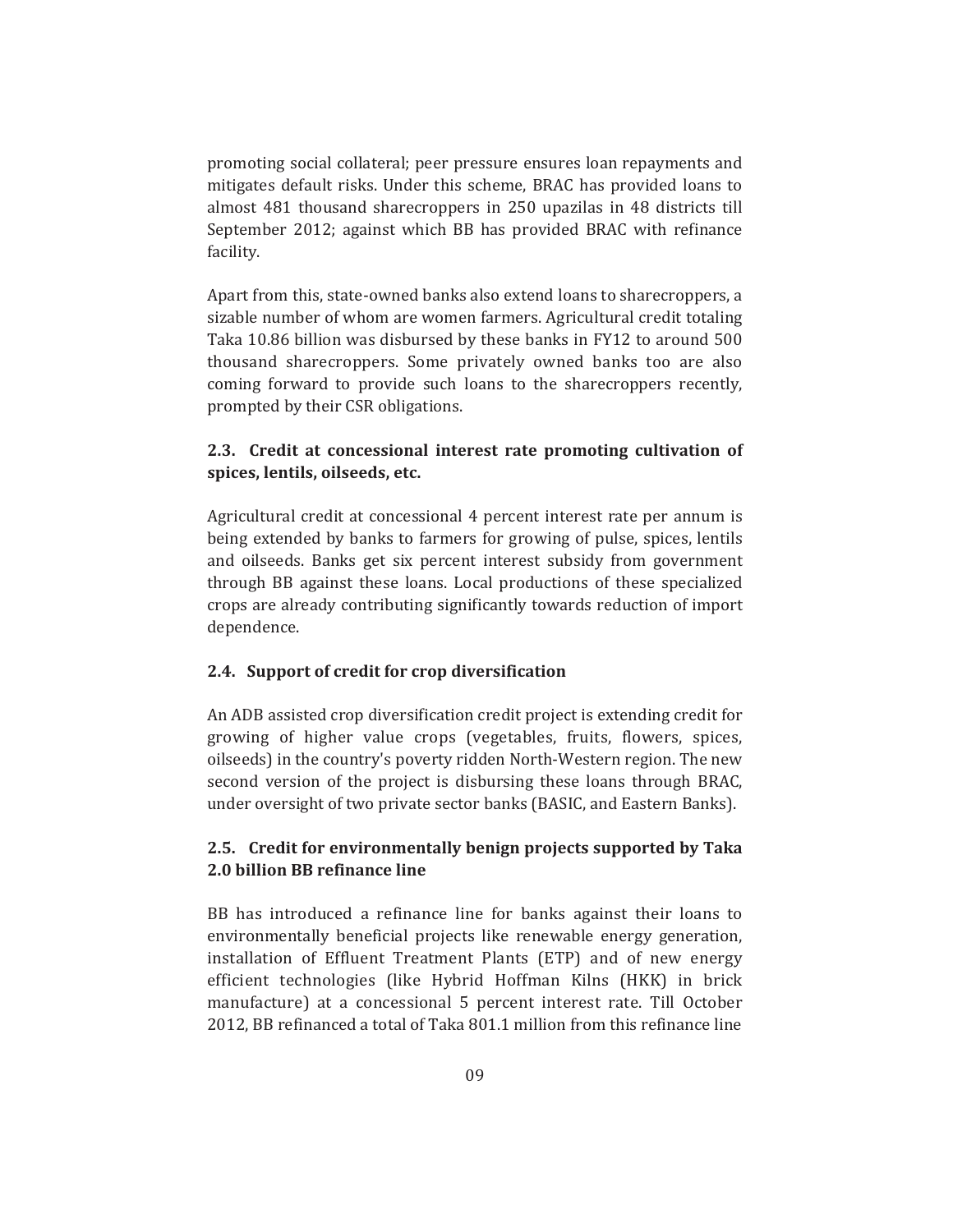promoting social collateral; peer pressure ensures loan repayments and mitigates default risks. Under this scheme, BRAC has provided loans to almost 481 thousand sharecroppers in 250 upazilas in 48 districts till September 2012; against which BB has provided BRAC with refinance facility.

Apart from this, state-owned banks also extend loans to sharecroppers, a sizable number of whom are women farmers. Agricultural credit totaling Taka 10.86 billion was disbursed by these banks in FY12 to around 500 thousand sharecroppers. Some privately owned banks too are also coming forward to provide such loans to the sharecroppers recently, prompted by their CSR obligations.

### 2.3. Credit at concessional interest rate promoting cultivation of spices, lentils, oilseeds, etc.

Agricultural credit at concessional 4 percent interest rate per annum is being extended by banks to farmers for growing of pulse, spices, lentils and oilseeds. Banks get six percent interest subsidy from government through BB against these loans. Local productions of these specialized crops are already contributing significantly towards reduction of import dependence.

### 2.4. Support of credit for crop diversification

An ADB assisted crop diversification credit project is extending credit for growing of higher value crops (vegetables, fruits, flowers, spices, oilseeds) in the country's poverty ridden North-Western region. The new second version of the project is disbursing these loans through BRAC, under oversight of two private sector banks (BASIC, and Eastern Banks).

### 2.5. Credit for environmentally benign projects supported by Taka 2.0 billion BB refinance line

BB has introduced a refinance line for banks against their loans to environmentally beneficial projects like renewable energy generation, installation of Effluent Treatment Plants (ETP) and of new energy efficient technologies (like Hybrid Hoffman Kilns (HKK) in brick manufacture) at a concessional 5 percent interest rate. Till October 2012, BB refinanced a total of Taka 801.1 million from this refinance line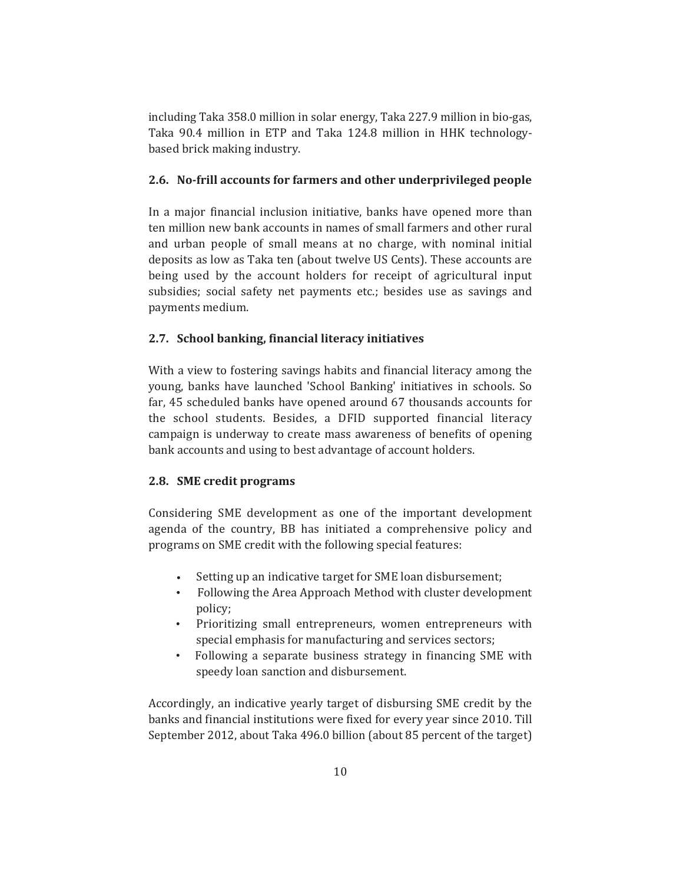including Taka 358.0 million in solar energy, Taka 227.9 million in bio-gas, Taka 90.4 million in ETP and Taka 124.8 million in HHK technology-based brick making industry.

### 2.6. No-frill accounts for farmers and other underprivileged people

In a major financial inclusion initiative, banks have opened more than ten million new bank accounts in names of small farmers and other rural and urban people of small means at no charge, with nominal initial deposits as low as Taka ten (about twelve US Cents). These accounts are being used by the account holders for receipt of agricultural input subsidies; social safety net payments etc.; besides use as savings and payments medium.

### 2.7. School banking, financial literacy initiatives

With a view to fostering savings habits and financial literacy among the young, banks have launched 'School Banking' initiatives in schools. So far, 45 scheduled banks have opened around 67 thousands accounts for the school students. Besides, a DFID supported financial literacy campaign is underway to create mass awareness of benefits of opening bank accounts and using to best advantage of account holders.

### 2.8. SME credit programs

Considering SME development as one of the important development agenda of the country, BB has initiated a comprehensive policy and programs on SME credit with the following special features:

- Setting up an indicative target for SME loan disbursement;
- Following the Area Approach Method with cluster development policy;
- Prioritizing small entrepreneurs, women entrepreneurs with special emphasis for manufacturing and services sectors;
- Following a separate business strategy in financing SME with speedy loan sanction and disbursement.

Accordingly, an indicative yearly target of disbursing SME credit by the banks and financial institutions were fixed for every year since 2010. Till September 2012, about Taka 496.0 billion (about 85 percent of the target)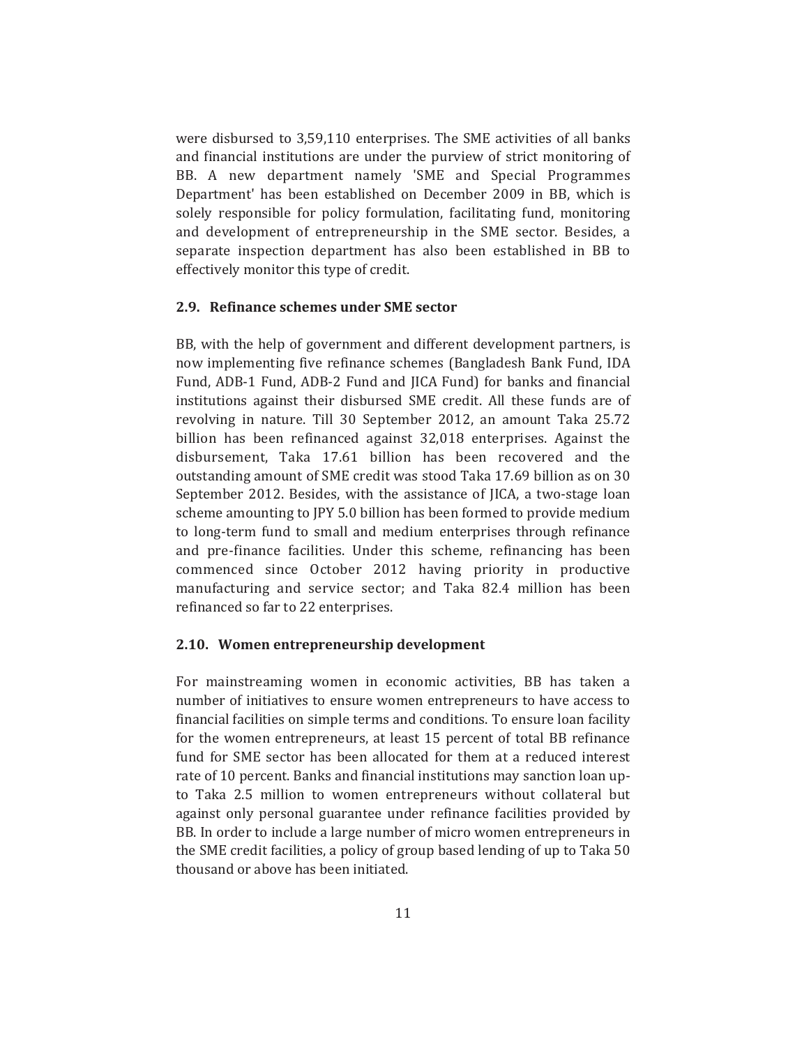were disbursed to 3,59,110 enterprises. The SME activities of all banks and financial institutions are under the purview of strict monitoring of BB. A new department namely 'SME and Special Programmes Department' has been established on December 2009 in BB, which is solely responsible for policy formulation, facilitating fund, monitoring and development of entrepreneurship in the SME sector. Besides, a separate inspection department has also been established in BB to effectively monitor this type of credit.

### 2.9. Refinance schemes under SME sector

BB, with the help of government and different development partners, is now implementing five refinance schemes (Bangladesh Bank Fund, IDA Fund, ADB-1 Fund, ADB-2 Fund and JICA Fund) for banks and financial institutions against their disbursed SME credit. All these funds are of revolving in nature. Till 30 September 2012, an amount Taka 25.72 billion has been refinanced against 32,018 enterprises. Against the disbursement, Taka 17.61 billion has been recovered and the outstanding amount of SME credit was stood Taka 17.69 billion as on 30 September 2012. Besides, with the assistance of JICA, a two-stage loan scheme amounting to JPY 5.0 billion has been formed to provide medium to long-term fund to small and medium enterprises through refinance and pre-finance facilities. Under this scheme, refinancing has been commenced since October 2012 having priority in productive manufacturing and service sector; and Taka 82.4 million has been refinanced so far to 22 enterprises.

### 2.10. Women entrepreneurship development

For mainstreaming women in economic activities, BB has taken a number of initiatives to ensure women entrepreneurs to have access to financial facilities on simple terms and conditions. To ensure loan facility for the women entrepreneurs, at least 15 percent of total BB refinance fund for SME sector has been allocated for them at a reduced interest rate of 10 percent. Banks and financial institutions may sanction loan up-to Taka 2.5 million to women entrepreneurs without collateral but against only personal guarantee under refinance facilities provided by BB. In order to include a large number of micro women entrepreneurs in the SME credit facilities, a policy of group based lending of up to Taka 50 thousand or above has been initiated.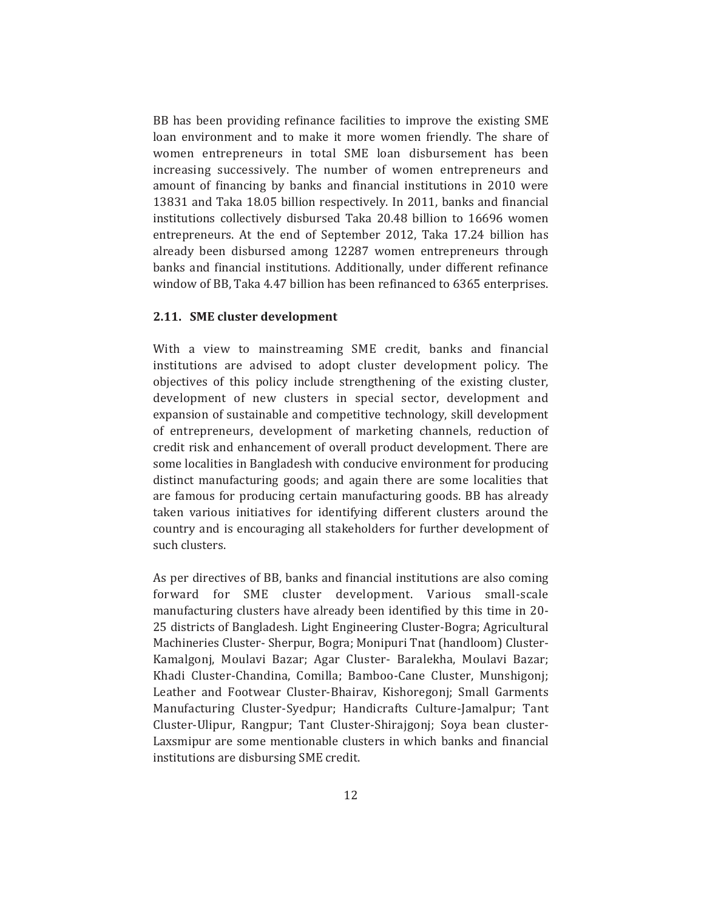BB has been providing refinance facilities to improve the existing SME loan environment and to make it more women friendly. The share of women entrepreneurs in total SME loan disbursement has been increasing successively. The number of women entrepreneurs and amount of financing by banks and financial institutions in 2010 were 13831 and Taka 18.05 billion respectively. In 2011, banks and financial institutions collectively disbursed Taka 20.48 billion to 16696 women entrepreneurs. At the end of September 2012, Taka 17.24 billion has already been disbursed among 12287 women entrepreneurs through banks and financial institutions. Additionally, under different refinance window of BB, Taka 4.47 billion has been refinanced to 6365 enterprises.

### 2.11. SME cluster development

With a view to mainstreaming SME credit, banks and financial institutions are advised to adopt cluster development policy. The objectives of this policy include strengthening of the existing cluster, development of new clusters in special sector, development and expansion of sustainable and competitive technology, skill development of entrepreneurs, development of marketing channels, reduction of credit risk and enhancement of overall product development. There are some localities in Bangladesh with conducive environment for producing distinct manufacturing goods; and again there are some localities that are famous for producing certain manufacturing goods. BB has already taken various initiatives for identifying different clusters around the country and is encouraging all stakeholders for further development of such clusters.

As per directives of BB, banks and financial institutions are also coming forward for SME cluster development. Various small-scale manufacturing clusters have already been identified by this time in 20-25 districts of Bangladesh. Light Engineering Cluster-Bogra; Agricultural Machineries Cluster- Sherpur, Bogra; Monipuri Tnat (handloom) Cluster-Kamalgonj, Moulavi Bazar; Agar Cluster- Baralekha, Moulavi Bazar; Khadi Cluster-Chandina, Comilla; Bamboo-Cane Cluster, Munshigonj; Leather and Footwear Cluster-Bhairav, Kishoregonj; Small Garments Manufacturing Cluster-Syedpur; Handicrafts Culture-Jamalpur; Tant Cluster-Ulipur, Rangpur; Tant Cluster-Shirajgonj; Soya bean cluster-Laxsmipur are some mentionable clusters in which banks and financial institutions are disbursing SME credit.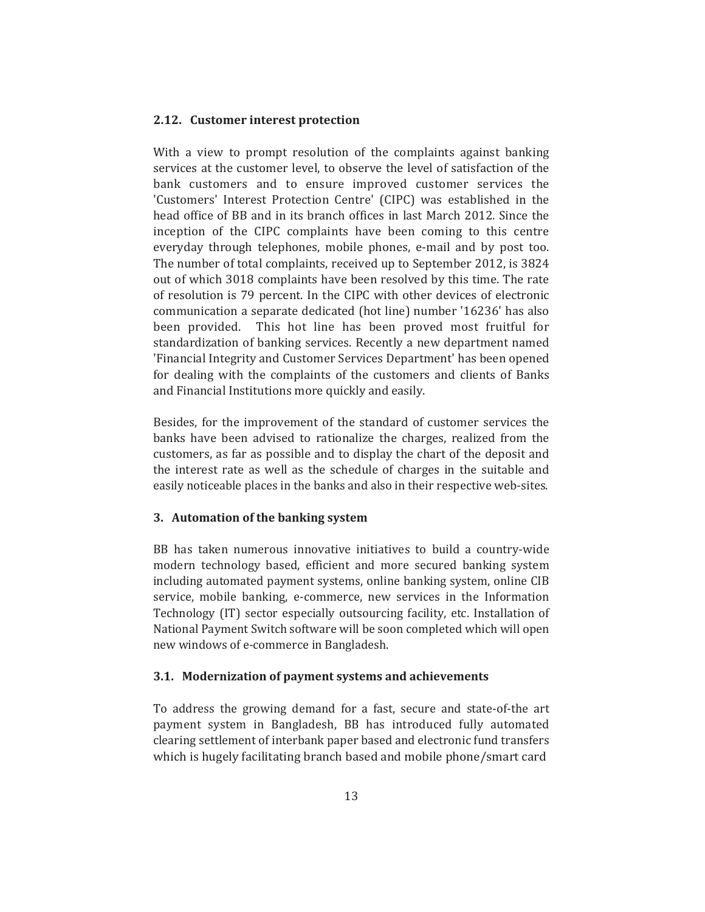### 2.12. Customer interest protection

With a view to prompt resolution of the complaints against banking services at the customer level, to observe the level of satisfaction of the bank customers and to ensure improved customer services the 'Customers' Interest Protection Centre' (CIPC) was established in the head office of BB and in its branch offices in last March 2012. Since the inception of the CIPC complaints have been coming to this centre everyday through telephones, mobile phones, e-mail and by post too. The number of total complaints, received up to September 2012, is 3824 out of which 3018 complaints have been resolved by this time. The rate of resolution is 79 percent. In the CIPC with other devices of electronic communication a separate dedicated (hot line) number '16236' has also been provided. This hot line has been proved most fruitful for standardization of banking services. Recently a new department named 'Financial Integrity and Customer Services Department' has been opened for dealing with the complaints of the customers and clients of Banks and Financial Institutions more quickly and easily.

Besides, for the improvement of the standard of customer services the banks have been advised to rationalize the charges, realized from the customers, as far as possible and to display the chart of the deposit and the interest rate as well as the schedule of charges in the suitable and easily noticeable places in the banks and also in their respective web-sites.

## 3. Automation of the banking system

BB has taken numerous innovative initiatives to build a country-wide modern technology based, efficient and more secured banking system including automated payment systems, online banking system, online CIB service, mobile banking, e-commerce, new services in the Information Technology (IT) sector especially outsourcing facility, etc. Installation of National Payment Switch software will be soon completed which will open new windows of e-commerce in Bangladesh.

### 3.1. Modernization of payment systems and achievements

To address the growing demand for a fast, secure and state-of-the art payment system in Bangladesh, BB has introduced fully automated clearing settlement of interbank paper based and electronic fund transfers which is hugely facilitating branch based and mobile phone/smart card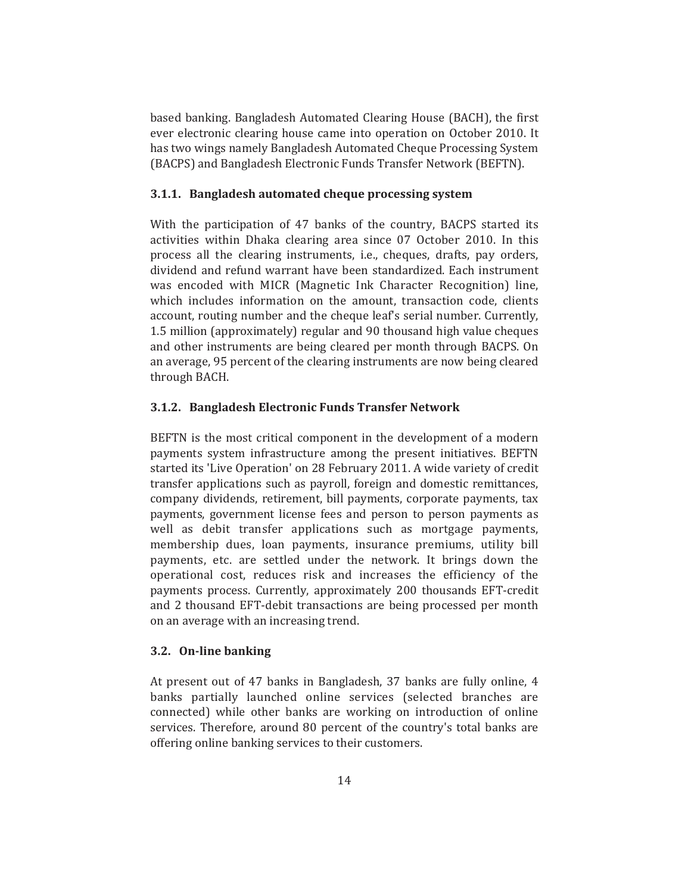based banking. Bangladesh Automated Clearing House (BACH), the first ever electronic clearing house came into operation on October 2010. It has two wings namely Bangladesh Automated Cheque Processing System (BACPS) and Bangladesh Electronic Funds Transfer Network (BEFTN).

### 3.1.1. Bangladesh automated cheque processing system

With the participation of 47 banks of the country, BACPS started its activities within Dhaka clearing area since 07 October 2010. In this process all the clearing instruments, i.e., cheques, drafts, pay orders, dividend and refund warrant have been standardized. Each instrument was encoded with MICR (Magnetic Ink Character Recognition) line, which includes information on the amount, transaction code, clients account, routing number and the cheque leaf's serial number. Currently, 1.5 million (approximately) regular and 90 thousand high value cheques and other instruments are being cleared per month through BACPS. On an average, 95 percent of the clearing instruments are now being cleared through BACH.

### 3.1.2. Bangladesh Electronic Funds Transfer Network

BEFTN is the most critical component in the development of a modern payments system infrastructure among the present initiatives. BEFTN started its 'Live Operation' on 28 February 2011. A wide variety of credit transfer applications such as payroll, foreign and domestic remittances, company dividends, retirement, bill payments, corporate payments, tax payments, government license fees and person to person payments as well as debit transfer applications such as mortgage payments, membership dues, loan payments, insurance premiums, utility bill payments, etc. are settled under the network. It brings down the operational cost, reduces risk and increases the efficiency of the payments process. Currently, approximately 200 thousands EFT-credit and 2 thousand EFT-debit transactions are being processed per month on an average with an increasing trend.

### 3.2. On-line banking

At present out of 47 banks in Bangladesh, 37 banks are fully online, 4 banks partially launched online services (selected branches are connected) while other banks are working on introduction of online services. Therefore, around 80 percent of the country's total banks are offering online banking services to their customers.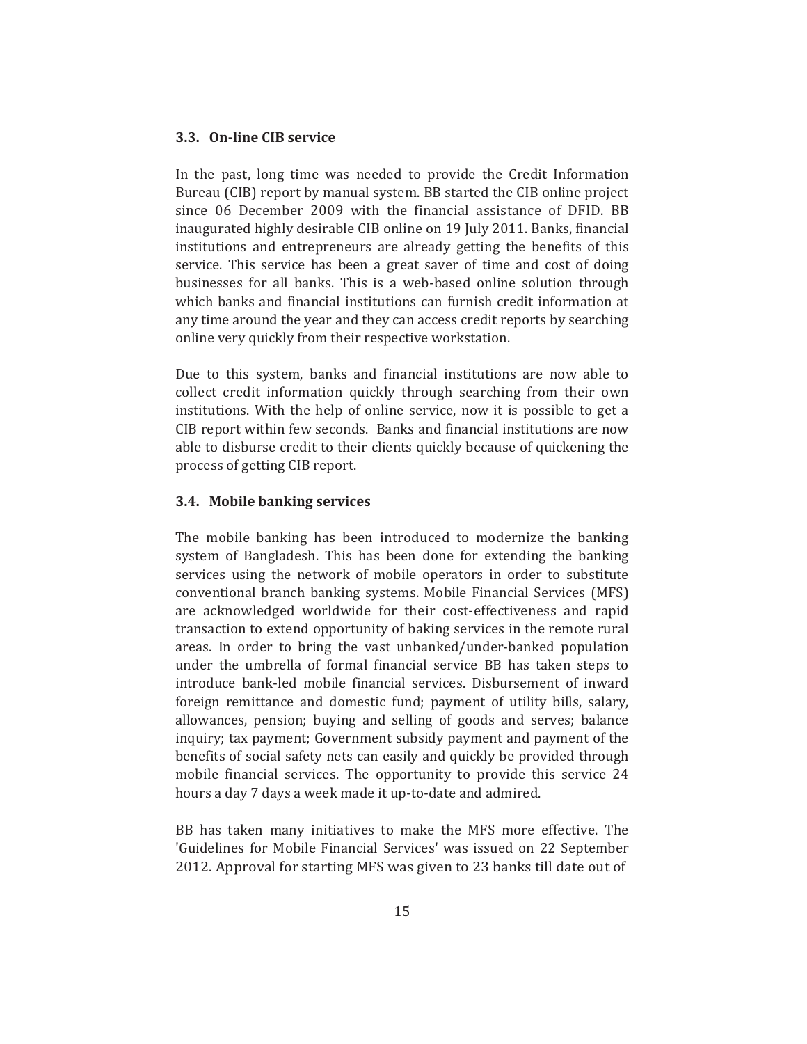### 3.3. On-line CIB service

In the past, long time was needed to provide the Credit Information Bureau (CIB) report by manual system. BB started the CIB online project since 06 December 2009 with the financial assistance of DFID. BB inaugurated highly desirable CIB online on 19 July 2011. Banks, financial institutions and entrepreneurs are already getting the benefits of this service. This service has been a great saver of time and cost of doing businesses for all banks. This is a web-based online solution through which banks and financial institutions can furnish credit information at any time around the year and they can access credit reports by searching online very quickly from their respective workstation.

Due to this system, banks and financial institutions are now able to collect credit information quickly through searching from their own institutions. With the help of online service, now it is possible to get a CIB report within few seconds. Banks and financial institutions are now able to disburse credit to their clients quickly because of quickening the process of getting CIB report.

### 3.4. Mobile banking services

The mobile banking has been introduced to modernize the banking system of Bangladesh. This has been done for extending the banking services using the network of mobile operators in order to substitute conventional branch banking systems. Mobile Financial Services (MFS) are acknowledged worldwide for their cost-effectiveness and rapid transaction to extend opportunity of baking services in the remote rural areas. In order to bring the vast unbanked/under-banked population under the umbrella of formal financial service BB has taken steps to introduce bank-led mobile financial services. Disbursement of inward foreign remittance and domestic fund; payment of utility bills, salary, allowances, pension; buying and selling of goods and serves; balance inquiry; tax payment; Government subsidy payment and payment of the benefits of social safety nets can easily and quickly be provided through mobile financial services. The opportunity to provide this service 24 hours a day 7 days a week made it up-to-date and admired.

BB has taken many initiatives to make the MFS more effective. The 'Guidelines for Mobile Financial Services' was issued on 22 September 2012. Approval for starting MFS was given to 23 banks till date out of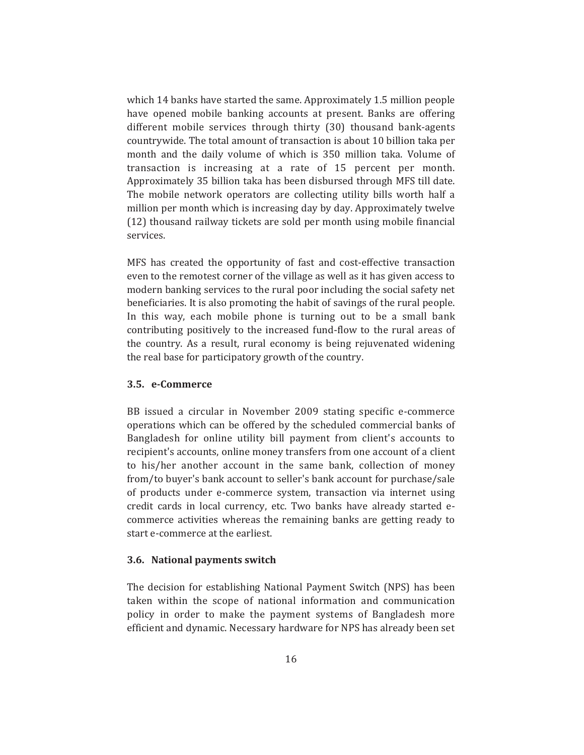which 14 banks have started the same. Approximately 1.5 million people have opened mobile banking accounts at present. Banks are offering different mobile services through thirty (30) thousand bank-agents countrywide. The total amount of transaction is about 10 billion taka per month and the daily volume of which is 350 million taka. Volume of transaction is increasing at a rate of 15 percent per month. Approximately 35 billion taka has been disbursed through MFS till date. The mobile network operators are collecting utility bills worth half a million per month which is increasing day by day. Approximately twelve (12) thousand railway tickets are sold per month using mobile financial services.

MFS has created the opportunity of fast and cost-effective transaction even to the remotest corner of the village as well as it has given access to modern banking services to the rural poor including the social safety net beneficiaries. It is also promoting the habit of savings of the rural people. In this way, each mobile phone is turning out to be a small bank contributing positively to the increased fund-flow to the rural areas of the country. As a result, rural economy is being rejuvenated widening the real base for participatory growth of the country.

### 3.5. e-Commerce

BB issued a circular in November 2009 stating specific e-commerce operations which can be offered by the scheduled commercial banks of Bangladesh for online utility bill payment from client's accounts to recipient's accounts, online money transfers from one account of a client to his/her another account in the same bank, collection of money from/to buyer's bank account to seller's bank account for purchase/sale of products under e-commerce system, transaction via internet using credit cards in local currency, etc. Two banks have already started e-commerce activities whereas the remaining banks are getting ready to start e-commerce at the earliest.

### 3.6. National payments switch

The decision for establishing National Payment Switch (NPS) has been taken within the scope of national information and communication policy in order to make the payment systems of Bangladesh more efficient and dynamic. Necessary hardware for NPS has already been set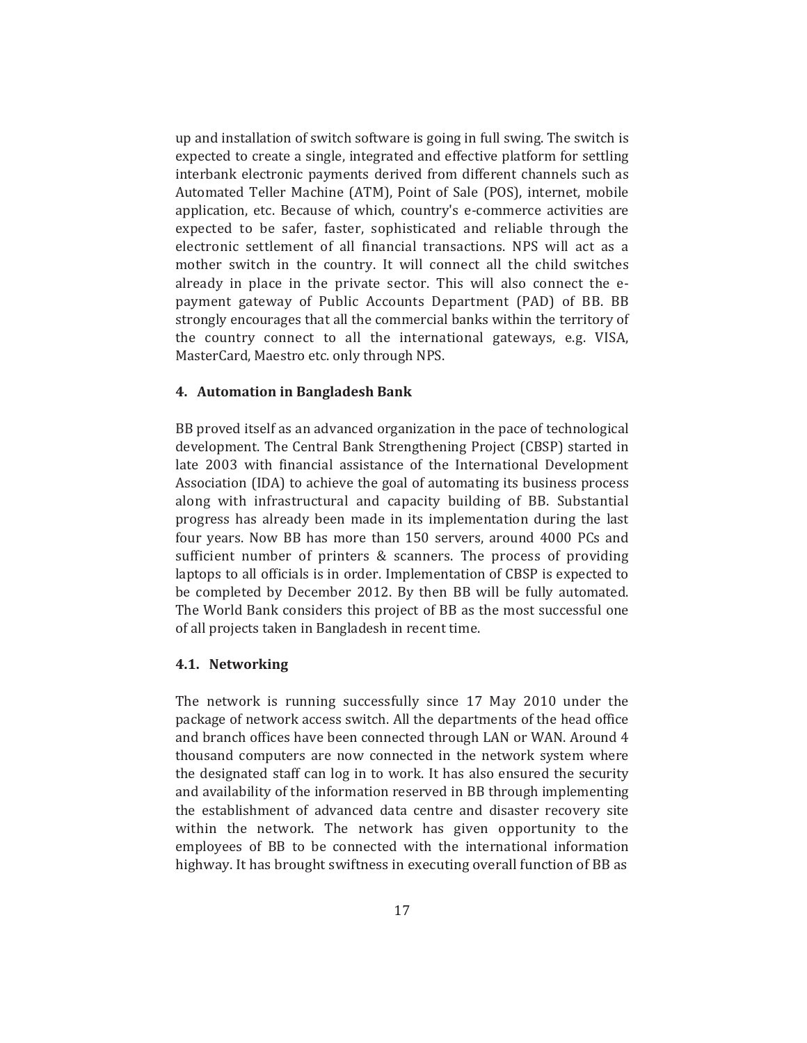up and installation of switch software is going in full swing. The switch is expected to create a single, integrated and effective platform for settling interbank electronic payments derived from different channels such as Automated Teller Machine (ATM), Point of Sale (POS), internet, mobile application, etc. Because of which, country's e-commerce activities are expected to be safer, faster, sophisticated and reliable through the electronic settlement of all financial transactions. NPS will act as a mother switch in the country. It will connect all the child switches already in place in the private sector. This will also connect the e-payment gateway of Public Accounts Department (PAD) of BB. BB strongly encourages that all the commercial banks within the territory of the country connect to all the international gateways, e.g. VISA, MasterCard, Maestro etc. only through NPS.

## 4. Automation in Bangladesh Bank

BB proved itself as an advanced organization in the pace of technological development. The Central Bank Strengthening Project (CBSP) started in late 2003 with financial assistance of the International Development Association (IDA) to achieve the goal of automating its business process along with infrastructural and capacity building of BB. Substantial progress has already been made in its implementation during the last four years. Now BB has more than 150 servers, around 4000 PCs and sufficient number of printers & scanners. The process of providing laptops to all officials is in order. Implementation of CBSP is expected to be completed by December 2012. By then BB will be fully automated. The World Bank considers this project of BB as the most successful one of all projects taken in Bangladesh in recent time.

### 4.1. Networking

The network is running successfully since 17 May 2010 under the package of network access switch. All the departments of the head office and branch offices have been connected through LAN or WAN. Around 4 thousand computers are now connected in the network system where the designated staff can log in to work. It has also ensured the security and availability of the information reserved in BB through implementing the establishment of advanced data centre and disaster recovery site within the network. The network has given opportunity to the employees of BB to be connected with the international information highway. It has brought swiftness in executing overall function of BB as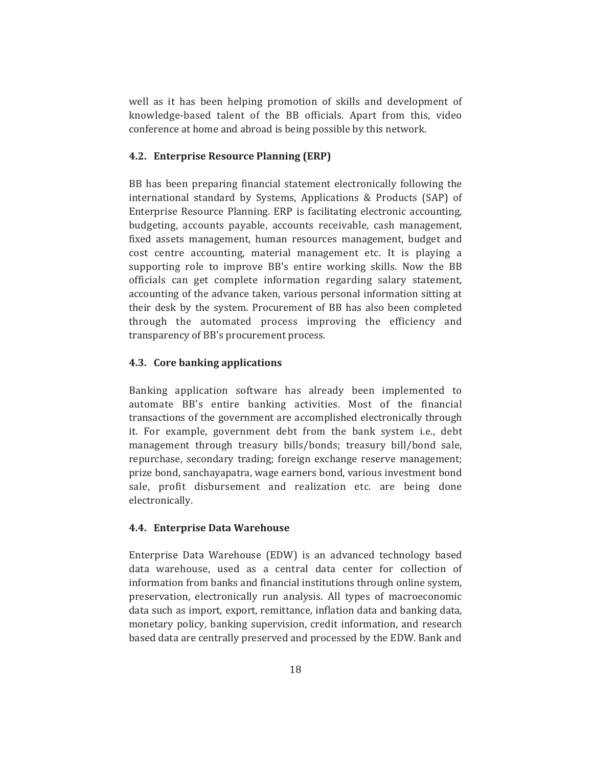well as it has been helping promotion of skills and development of knowledge-based talent of the BB officials. Apart from this, video conference at home and abroad is being possible by this network.

### 4.2. Enterprise Resource Planning (ERP)

BB has been preparing financial statement electronically following the international standard by Systems, Applications & Products (SAP) of Enterprise Resource Planning. ERP is facilitating electronic accounting, budgeting, accounts payable, accounts receivable, cash management, fixed assets management, human resources management, budget and cost centre accounting, material management etc. It is playing a supporting role to improve BB's entire working skills. Now the BB officials can get complete information regarding salary statement, accounting of the advance taken, various personal information sitting at their desk by the system. Procurement of BB has also been completed through the automated process improving the efficiency and transparency of BB's procurement process.

### 4.3. Core banking applications

Banking application software has already been implemented to automate BB's entire banking activities. Most of the financial transactions of the government are accomplished electronically through it. For example, government debt from the bank system i.e., debt management through treasury bills/bonds; treasury bill/bond sale, repurchase, secondary trading; foreign exchange reserve management; prize bond, sanchayapatra, wage earners bond, various investment bond sale, profit disbursement and realization etc. are being done electronically.

### 4.4. Enterprise Data Warehouse

Enterprise Data Warehouse (EDW) is an advanced technology based data warehouse, used as a central data center for collection of information from banks and financial institutions through online system, preservation, electronically run analysis. All types of macroeconomic data such as import, export, remittance, inflation data and banking data, monetary policy, banking supervision, credit information, and research based data are centrally preserved and processed by the EDW. Bank and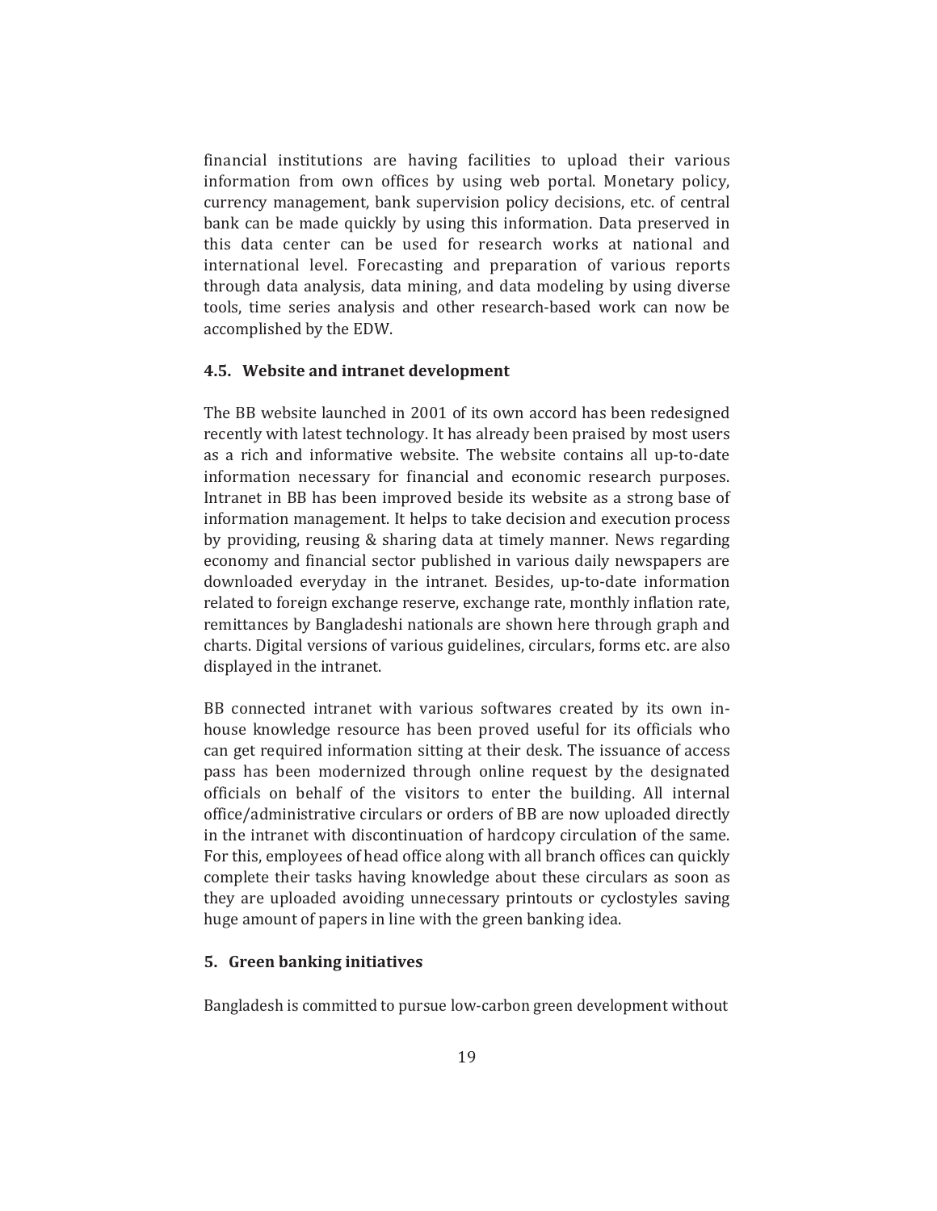financial institutions are having facilities to upload their various information from own offices by using web portal. Monetary policy, currency management, bank supervision policy decisions, etc. of central bank can be made quickly by using this information. Data preserved in this data center can be used for research works at national and international level. Forecasting and preparation of various reports through data analysis, data mining, and data modeling by using diverse tools, time series analysis and other research-based work can now be accomplished by the EDW.

### 4.5. Website and intranet development

The BB website launched in 2001 of its own accord has been redesigned recently with latest technology. It has already been praised by most users as a rich and informative website. The website contains all up-to-date information necessary for financial and economic research purposes. Intranet in BB has been improved beside its website as a strong base of information management. It helps to take decision and execution process by providing, reusing & sharing data at timely manner. News regarding economy and financial sector published in various daily newspapers are downloaded everyday in the intranet. Besides, up-to-date information related to foreign exchange reserve, exchange rate, monthly inflation rate, remittances by Bangladeshi nationals are shown here through graph and charts. Digital versions of various guidelines, circulars, forms etc. are also displayed in the intranet.

BB connected intranet with various softwares created by its own in-house knowledge resource has been proved useful for its officials who can get required information sitting at their desk. The issuance of access pass has been modernized through online request by the designated officials on behalf of the visitors to enter the building. All internal office/administrative circulars or orders of BB are now uploaded directly in the intranet with discontinuation of hardcopy circulation of the same. For this, employees of head office along with all branch offices can quickly complete their tasks having knowledge about these circulars as soon as they are uploaded avoiding unnecessary printouts or cyclostyles saving huge amount of papers in line with the green banking idea.

## 5. Green banking initiatives

Bangladesh is committed to pursue low-carbon green development without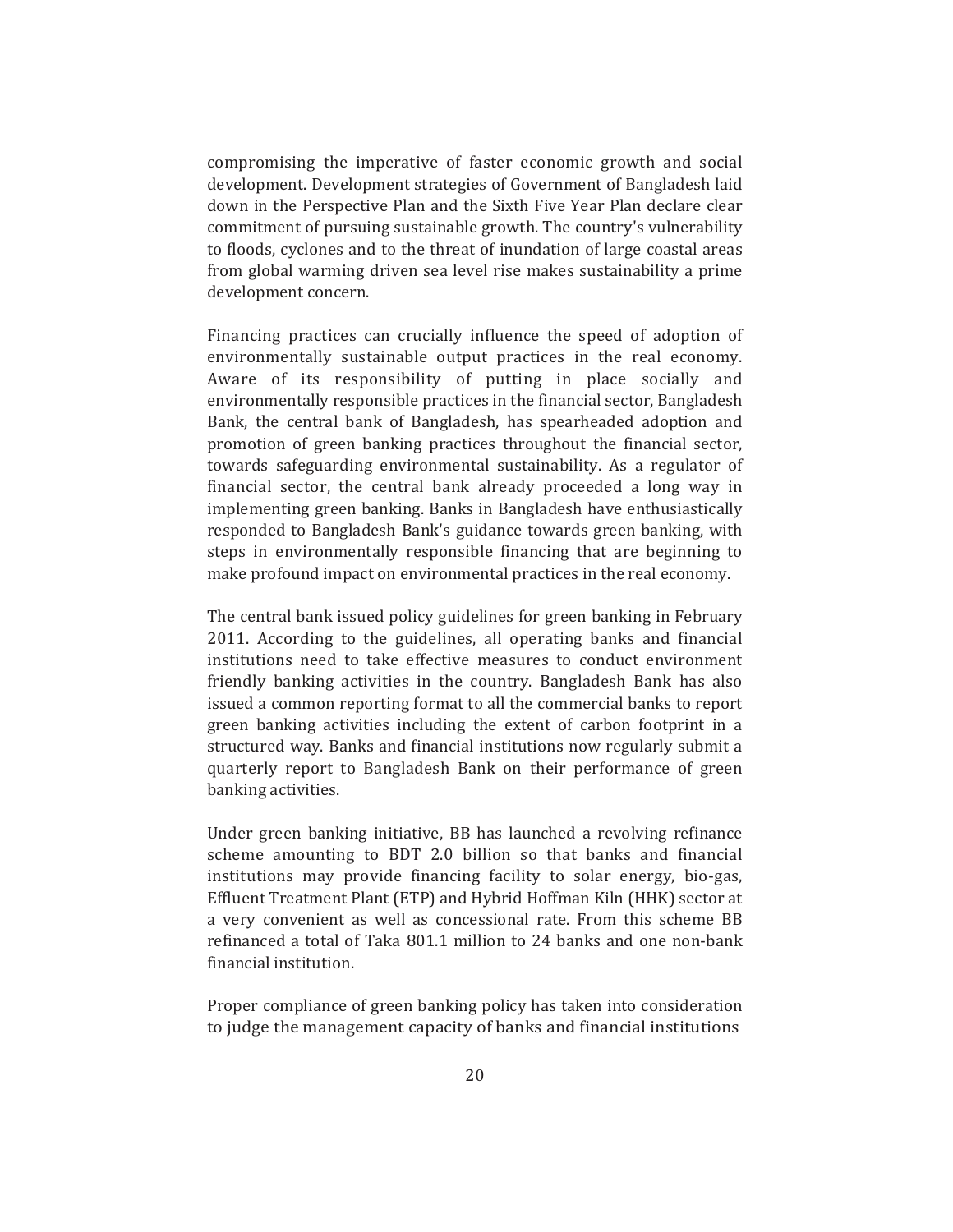compromising the imperative of faster economic growth and social development. Development strategies of Government of Bangladesh laid down in the Perspective Plan and the Sixth Five Year Plan declare clear commitment of pursuing sustainable growth. The country's vulnerability to floods, cyclones and to the threat of inundation of large coastal areas from global warming driven sea level rise makes sustainability a prime development concern.

Financing practices can crucially influence the speed of adoption of environmentally sustainable output practices in the real economy. Aware of its responsibility of putting in place socially and environmentally responsible practices in the financial sector, Bangladesh Bank, the central bank of Bangladesh, has spearheaded adoption and promotion of green banking practices throughout the financial sector, towards safeguarding environmental sustainability. As a regulator of financial sector, the central bank already proceeded a long way in implementing green banking. Banks in Bangladesh have enthusiastically responded to Bangladesh Bank's guidance towards green banking, with steps in environmentally responsible financing that are beginning to make profound impact on environmental practices in the real economy.

The central bank issued policy guidelines for green banking in February 2011. According to the guidelines, all operating banks and financial institutions need to take effective measures to conduct environment friendly banking activities in the country. Bangladesh Bank has also issued a common reporting format to all the commercial banks to report green banking activities including the extent of carbon footprint in a structured way. Banks and financial institutions now regularly submit a quarterly report to Bangladesh Bank on their performance of green banking activities.

Under green banking initiative, BB has launched a revolving refinance scheme amounting to BDT 2.0 billion so that banks and financial institutions may provide financing facility to solar energy, bio-gas, Effluent Treatment Plant (ETP) and Hybrid Hoffman Kiln (HHK) sector at a very convenient as well as concessional rate. From this scheme BB refinanced a total of Taka 801.1 million to 24 banks and one non-bank financial institution.

Proper compliance of green banking policy has taken into consideration to judge the management capacity of banks and financial institutions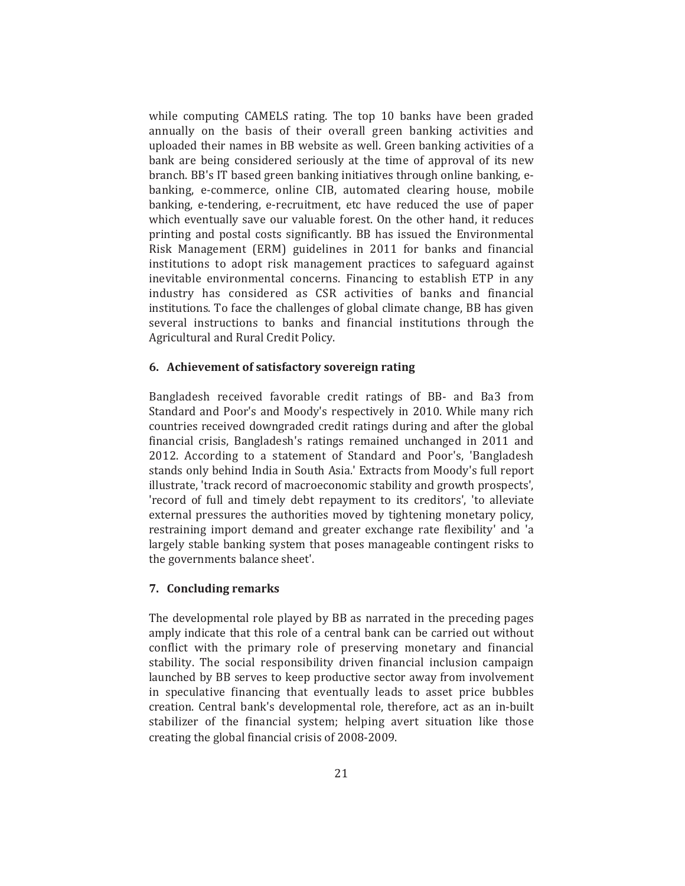while computing CAMELS rating. The top 10 banks have been graded annually on the basis of their overall green banking activities and uploaded their names in BB website as well. Green banking activities of a bank are being considered seriously at the time of approval of its new branch. BB's IT based green banking initiatives through online banking, e-banking, e-commerce, online CIB, automated clearing house, mobile banking, e-tendering, e-recruitment, etc have reduced the use of paper which eventually save our valuable forest. On the other hand, it reduces printing and postal costs significantly. BB has issued the Environmental Risk Management (ERM) guidelines in 2011 for banks and financial institutions to adopt risk management practices to safeguard against inevitable environmental concerns. Financing to establish ETP in any industry has considered as CSR activities of banks and financial institutions. To face the challenges of global climate change, BB has given several instructions to banks and financial institutions through the Agricultural and Rural Credit Policy.

## 6. Achievement of satisfactory sovereign rating

Bangladesh received favorable credit ratings of BB- and Ba3 from Standard and Poor's and Moody's respectively in 2010. While many rich countries received downgraded credit ratings during and after the global financial crisis, Bangladesh's ratings remained unchanged in 2011 and 2012. According to a statement of Standard and Poor's, 'Bangladesh stands only behind India in South Asia.' Extracts from Moody's full report illustrate, 'track record of macroeconomic stability and growth prospects', 'record of full and timely debt repayment to its creditors', 'to alleviate external pressures the authorities moved by tightening monetary policy, restraining import demand and greater exchange rate flexibility' and 'a largely stable banking system that poses manageable contingent risks to the governments balance sheet'.

## 7. Concluding remarks

The developmental role played by BB as narrated in the preceding pages amply indicate that this role of a central bank can be carried out without conflict with the primary role of preserving monetary and financial stability. The social responsibility driven financial inclusion campaign launched by BB serves to keep productive sector away from involvement in speculative financing that eventually leads to asset price bubbles creation. Central bank's developmental role, therefore, act as an in-built stabilizer of the financial system; helping avert situation like those creating the global financial crisis of 2008-2009.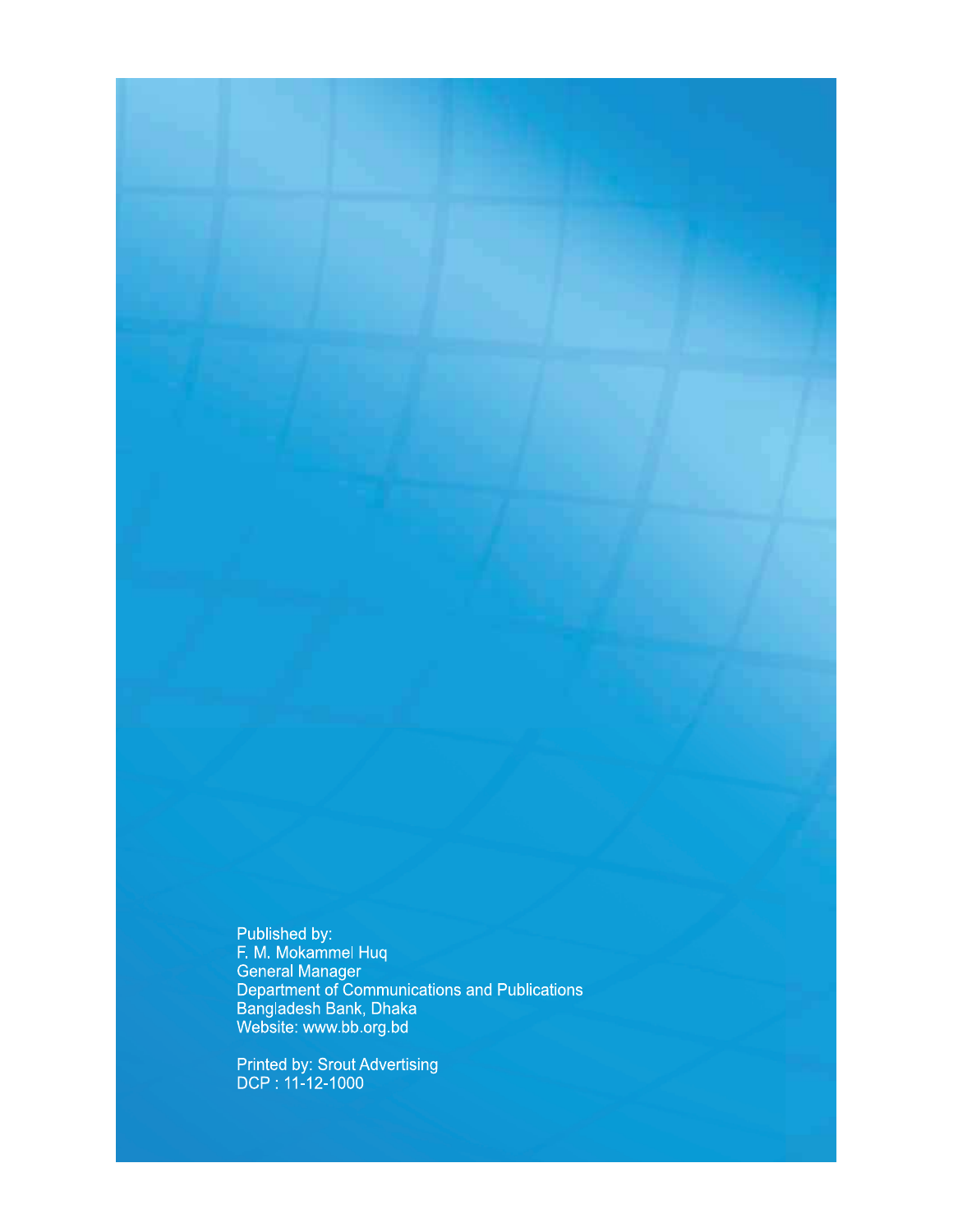Published by:
F. M. Mokammel Huq
General Manager
Department of Communications and Publications
Bangladesh Bank, Dhaka
Website: www.bb.org.bd

Printed by: Srout Advertising
DCP : 11-12-1000